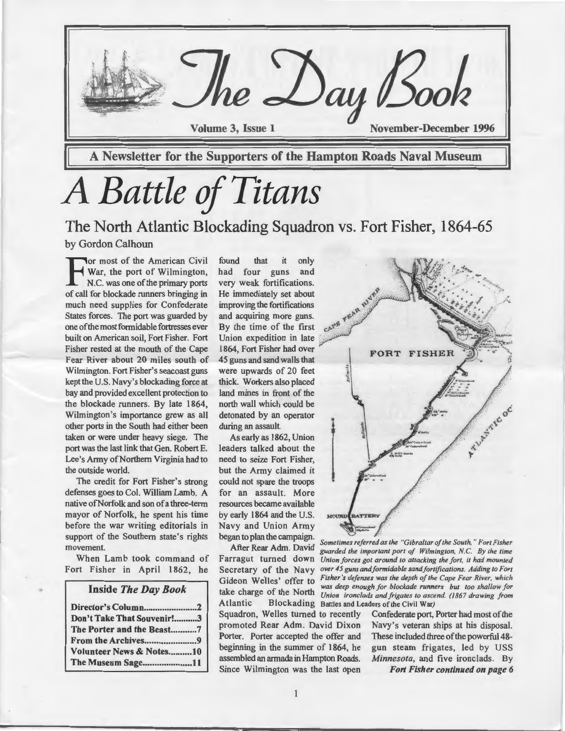# The Day Book

Volume 3, Issue 1 — November-December 1996

**A Newsletter for the Supporters of the Hampton Roads Naval Museum**

# *A Battle of Titans*

## The North Atlantic Blockading Squadron vs. Fort Fisher, 1864-65

by Gordon Calhoun

For most of the American Civil War, the port of Wilmington, N.C. was one of the primary ports of call for blockade runners bringing in much need supplies for Confederate States forces. The port was guarded by one of the most formidable fortresses ever built on American soil, Fort Fisher. Fort Fisher rested at the mouth of the Cape Fear River about 20 miles south of Wilmington. Fort Fisher's seacoast guns kept the U.S. Navy's blockading force at bay and provided excellent protection to the blockade runners. By late 1864, Wilmington's importance grew as all other ports in the South had either been taken or were under heavy siege. The port was the last link that Gen. Robert E. Lee's Army of Northern Virginia had to the outside world.

The credit for Fort Fisher's strong defenses goes to Col. William Lamb. A native of Norfolk and son of a three-term mayor of Norfolk, he spent his time before the war writing editorials in support of the Southern state's rights movement.

When Lamb took command of Fort Fisher in April 1862, he found that it only had four guns and very weak fortifications. He immediately set about improving the fortifications and acquiring more guns. By the time of the first Union expedition in late 1864, Fort Fisher had over 45 guns and sand walls that were upwards of 20 feet thick. Workers also placed land mines in front of the north wall which could be detonated by an operator during an assault.

As early as 1862, Union leaders talked about the need to seize Fort Fisher, but the Army claimed it could not spare the troops for an assault. More resources became available by early 1864 and the U.S. Navy and Union Army began to plan the campaign.

After Rear Adm. David Farragut turned down Secretary of the Navy Gideon Welles' offer to take charge of the North Atlantic Blockading Squadron, Welles turned to recently promoted Rear Adm. David Dixon Porter. Porter accepted the offer and beginning in the summer of 1864, he assembled an armada in Hampton Roads. Since Wilmington was the last open Confederate port, Porter had most of the Navy's veteran ships at his disposal. These included three of the powerful 48-gun steam frigates, led by USS *Minnesota*, and five ironclads. By

***Fort Fisher continued on page 6***

*Sometimes referred as the "Gibraltar of the South," Fort Fisher guarded the important port of Wilmington, N.C. By the time Union forces got around to attacking the fort, it had mounted over 45 guns and formidable sand fortifications. Adding to Fort Fisher's defenses was the depth of the Cape Fear River, which was deep enough for blockade runners but too shallow for Union ironclads and frigates to ascend. (1867 drawing from* Battles and Leaders of the Civil War*)*

### Inside *The Day Book*

| | |
|---|---|
| Director's Column | 2 |
| Don't Take That Souvenir! | 3 |
| The Porter and the Beast | 7 |
| From the Archives | 9 |
| Volunteer News & Notes | 10 |
| The Museum Sage | 11 |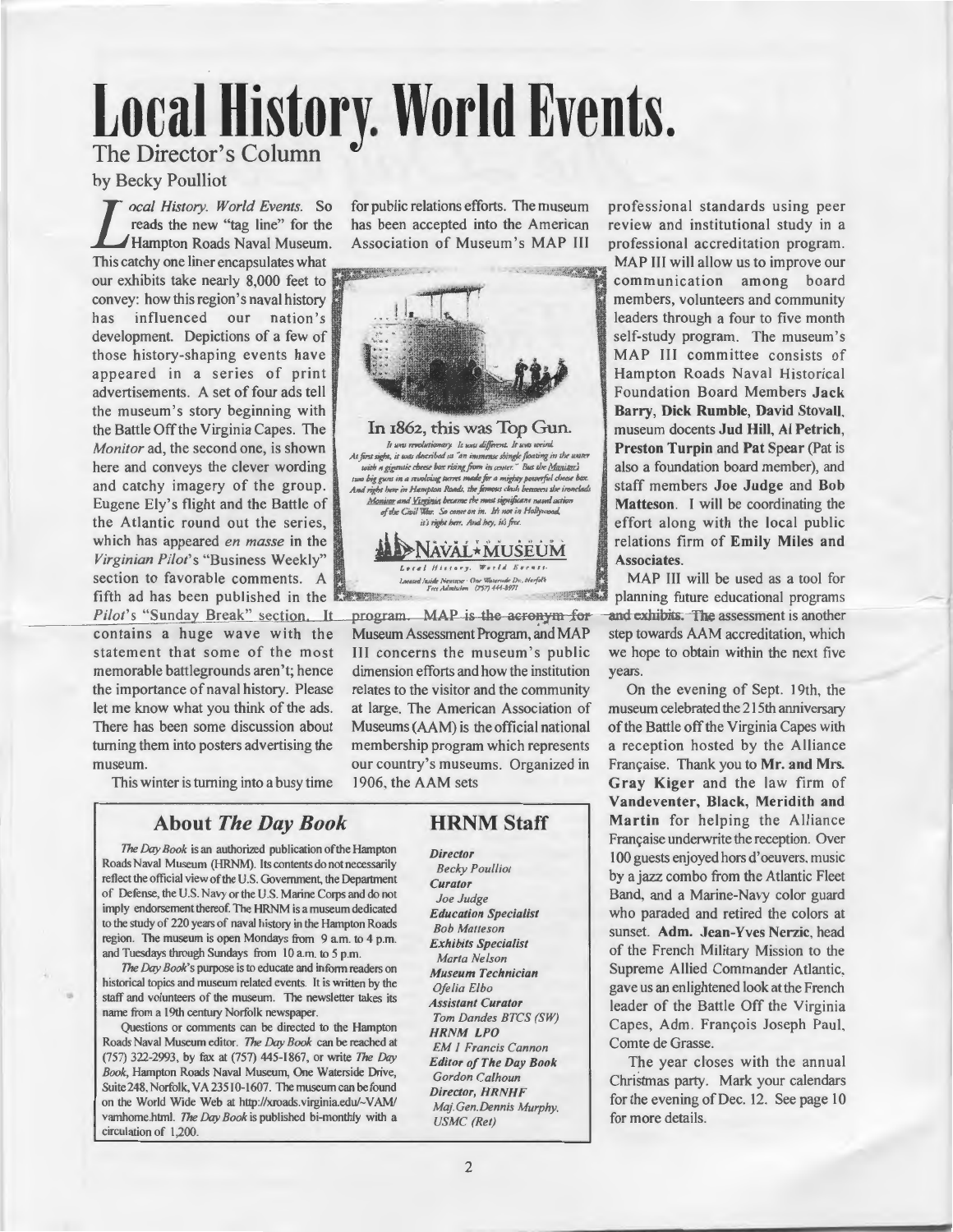# Local History. World Events.

## The Director's Column

by Becky Poulliot

*Local History. World Events.* So reads the new "tag line" for the Hampton Roads Naval Museum. This catchy one liner encapsulates what our exhibits take nearly 8,000 feet to convey: how this region's naval history has influenced our nation's development. Depictions of a few of those history-shaping events have appeared in a series of print advertisements. A set of four ads tell the museum's story beginning with the Battle Off the Virginia Capes. The *Monitor* ad, the second one, is shown here and conveys the clever wording and catchy imagery of the group. Eugene Ely's flight and the Battle of the Atlantic round out the series, which has appeared *en masse* in the *Virginian Pilot*'s "Business Weekly" section to favorable comments. A fifth ad has been published in the *Pilot*'s "Sunday Break" section. It contains a huge wave with the statement that some of the most memorable battlegrounds aren't; hence the importance of naval history. Please let me know what you think of the ads. There has been some discussion about turning them into posters advertising the museum.

**In 1862, this was Top Gun.**

*It was revolutionary. It was different. It was weird. At first sight, it was described as "an immense shingle floating in the water with a gigantic cheese box rising from its center." But the Monitor's two big guns in a revolving turret made for a mighty powerful cheese box. And right here in Hampton Roads, the famous clash between the ironclads Monitor and Virginia became the most significant naval action of the Civil War. So come on in. It's not in Hollywood, it's right here. And hey, it's free.*

NAVAL MUSEUM
Local History. World Events.
Located Inside Nauticus · One Waterside Dr., Norfolk
Free Admission (757) 444-8971

This winter is turning into a busy time for public relations efforts. The museum has been accepted into the American Association of Museum's MAP III program. MAP is the acronym for Museum Assessment Program, and MAP III concerns the museum's public dimension efforts and how the institution relates to the visitor and the community at large. The American Association of Museums (AAM) is the official national membership program which represents our country's museums. Organized in 1906, the AAM sets professional standards using peer review and institutional study in a professional accreditation program. MAP III will allow us to improve our communication among board members, volunteers and community leaders through a four to five month self-study program. The museum's MAP III committee consists of Hampton Roads Naval Historical Foundation Board Members **Jack Barry**, **Dick Rumble**, **David Stovall**, museum docents **Jud Hill**, **Al Petrich**, **Preston Turpin** and **Pat Spear** (Pat is also a foundation board member), and staff members **Joe Judge** and **Bob Matteson**. I will be coordinating the effort along with the local public relations firm of **Emily Miles and Associates**.

MAP III will be used as a tool for planning future educational programs and exhibits. The assessment is another step towards AAM accreditation, which we hope to obtain within the next five years.

On the evening of Sept. 19th, the museum celebrated the 215th anniversary of the Battle off the Virginia Capes with a reception hosted by the Alliance Française. Thank you to **Mr. and Mrs. Gray Kiger** and the law firm of **Vandeventer, Black, Meridith and Martin** for helping the Alliance Française underwrite the reception. Over 100 guests enjoyed hors d'oeuvers, music by a jazz combo from the Atlantic Fleet Band, and a Marine-Navy color guard who paraded and retired the colors at sunset. **Adm. Jean-Yves Nerzic**, head of the French Military Mission to the Supreme Allied Commander Atlantic, gave us an enlightened look at the French leader of the Battle Off the Virginia Capes, Adm. François Joseph Paul, Comte de Grasse.

The year closes with the annual Christmas party. Mark your calendars for the evening of Dec. 12. See page 10 for more details.

### About *The Day Book*

*The Day Book* is an authorized publication of the Hampton Roads Naval Museum (HRNM). Its contents do not necessarily reflect the official view of the U.S. Government, the Department of Defense, the U.S. Navy or the U.S. Marine Corps and do not imply endorsement thereof. The HRNM is a museum dedicated to the study of 220 years of naval history in the Hampton Roads region. The museum is open Mondays from 9 a.m. to 4 p.m. and Tuesdays through Sundays from 10 a.m. to 5 p.m.

*The Day Book*'s purpose is to educate and inform readers on historical topics and museum related events. It is written by the staff and volunteers of the museum. The newsletter takes its name from a 19th century Norfolk newspaper.

Questions or comments can be directed to the Hampton Roads Naval Museum editor. *The Day Book* can be reached at (757) 322-2993, by fax at (757) 445-1867, or write *The Day Book*, Hampton Roads Naval Museum, One Waterside Drive, Suite 248, Norfolk, VA 23510-1607. The museum can be found on the World Wide Web at http://xroads.virginia.edu/~VAM/vamhome.html. *The Day Book* is published bi-monthly with a circulation of 1,200.

### HRNM Staff

***Director***
*Becky Poulliot*
***Curator***
*Joe Judge*
***Education Specialist***
*Bob Matteson*
***Exhibits Specialist***
*Marta Nelson*
***Museum Technician***
*Ofelia Elbo*
***Assistant Curator***
*Tom Dandes BTCS (SW)*
***HRNM LPO***
*EM 1 Francis Cannon*
***Editor of The Day Book***
*Gordon Calhoun*
***Director, HRNHF***
*Maj.Gen.Dennis Murphy, USMC (Ret)*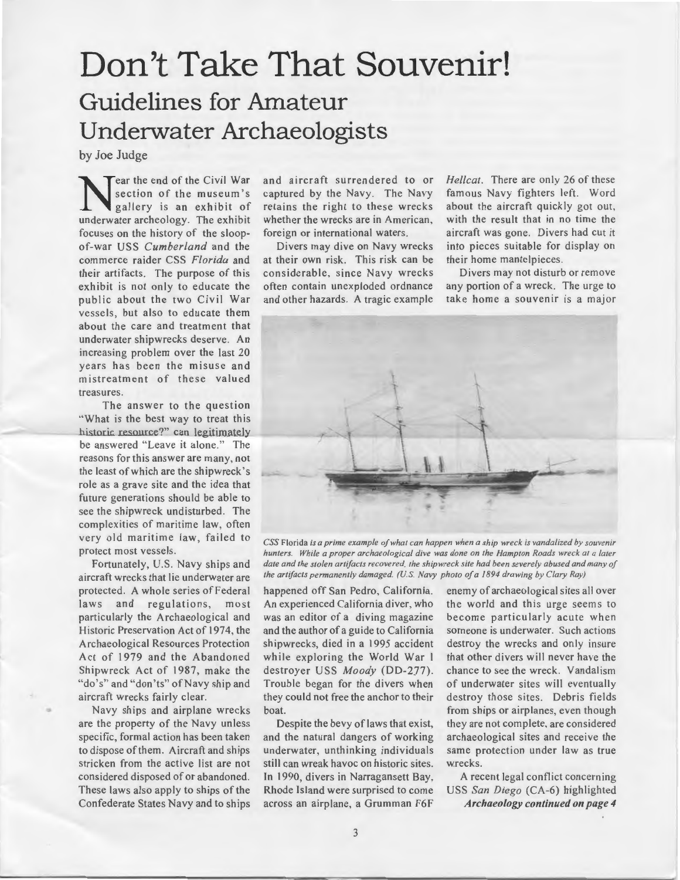# Don't Take That Souvenir!

## Guidelines for Amateur Underwater Archaeologists

by Joe Judge

Near the end of the Civil War section of the museum's gallery is an exhibit of underwater archeology. The exhibit focuses on the history of the sloop-of-war USS *Cumberland* and the commerce raider CSS *Florida* and their artifacts. The purpose of this exhibit is not only to educate the public about the two Civil War vessels, but also to educate them about the care and treatment that underwater shipwrecks deserve. An increasing problem over the last 20 years has been the misuse and mistreatment of these valued treasures.

The answer to the question "What is the best way to treat this historic resource?" can legitimately be answered "Leave it alone." The reasons for this answer are many, not the least of which are the shipwreck's role as a grave site and the idea that future generations should be able to see the shipwreck undisturbed. The complexities of maritime law, often very old maritime law, failed to protect most vessels.

Fortunately, U.S. Navy ships and aircraft wrecks that lie underwater are protected. A whole series of Federal laws and regulations, most particularly the Archaeological and Historic Preservation Act of 1974, the Archaeological Resources Protection Act of 1979 and the Abandoned Shipwreck Act of 1987, make the "do's" and "don'ts" of Navy ship and aircraft wrecks fairly clear.

Navy ships and airplane wrecks are the property of the Navy unless specific, formal action has been taken to dispose of them. Aircraft and ships stricken from the active list are not considered disposed of or abandoned. These laws also apply to ships of the Confederate States Navy and to ships and aircraft surrendered to or captured by the Navy. The Navy retains the right to these wrecks whether the wrecks are in American, foreign or international waters.

Divers may dive on Navy wrecks at their own risk. This risk can be considerable, since Navy wrecks often contain unexploded ordnance and other hazards. A tragic example happened off San Pedro, California. An experienced California diver, who was an editor of a diving magazine and the author of a guide to California shipwrecks, died in a 1995 accident while exploring the World War I destroyer USS *Moody* (DD-277). Trouble began for the divers when they could not free the anchor to their boat.

Despite the bevy of laws that exist, and the natural dangers of working underwater, unthinking individuals still can wreak havoc on historic sites. In 1990, divers in Narragansett Bay, Rhode Island were surprised to come across an airplane, a Grumman F6F *Hellcat*. There are only 26 of these famous Navy fighters left. Word about the aircraft quickly got out, with the result that in no time the aircraft was gone. Divers had cut it into pieces suitable for display on their home mantelpieces.

*CSS* Florida *is a prime example of what can happen when a ship wreck is vandalized by souvenir hunters. While a proper archaeological dive was done on the Hampton Roads wreck at a later date and the stolen artifacts recovered, the shipwreck site had been severely abused and many of the artifacts permanently damaged. (U.S. Navy photo of a 1894 drawing by Clary Ray)*

Divers may not disturb or remove any portion of a wreck. The urge to take home a souvenir is a major enemy of archaeological sites all over the world and this urge seems to become particularly acute when someone is underwater. Such actions destroy the wrecks and only insure that other divers will never have the chance to see the wreck. Vandalism of underwater sites will eventually destroy those sites. Debris fields from ships or airplanes, even though they are not complete, are considered archaeological sites and receive the same protection under law as true wrecks.

A recent legal conflict concerning USS *San Diego* (CA-6) highlighted

***Archaeology continued on page 4***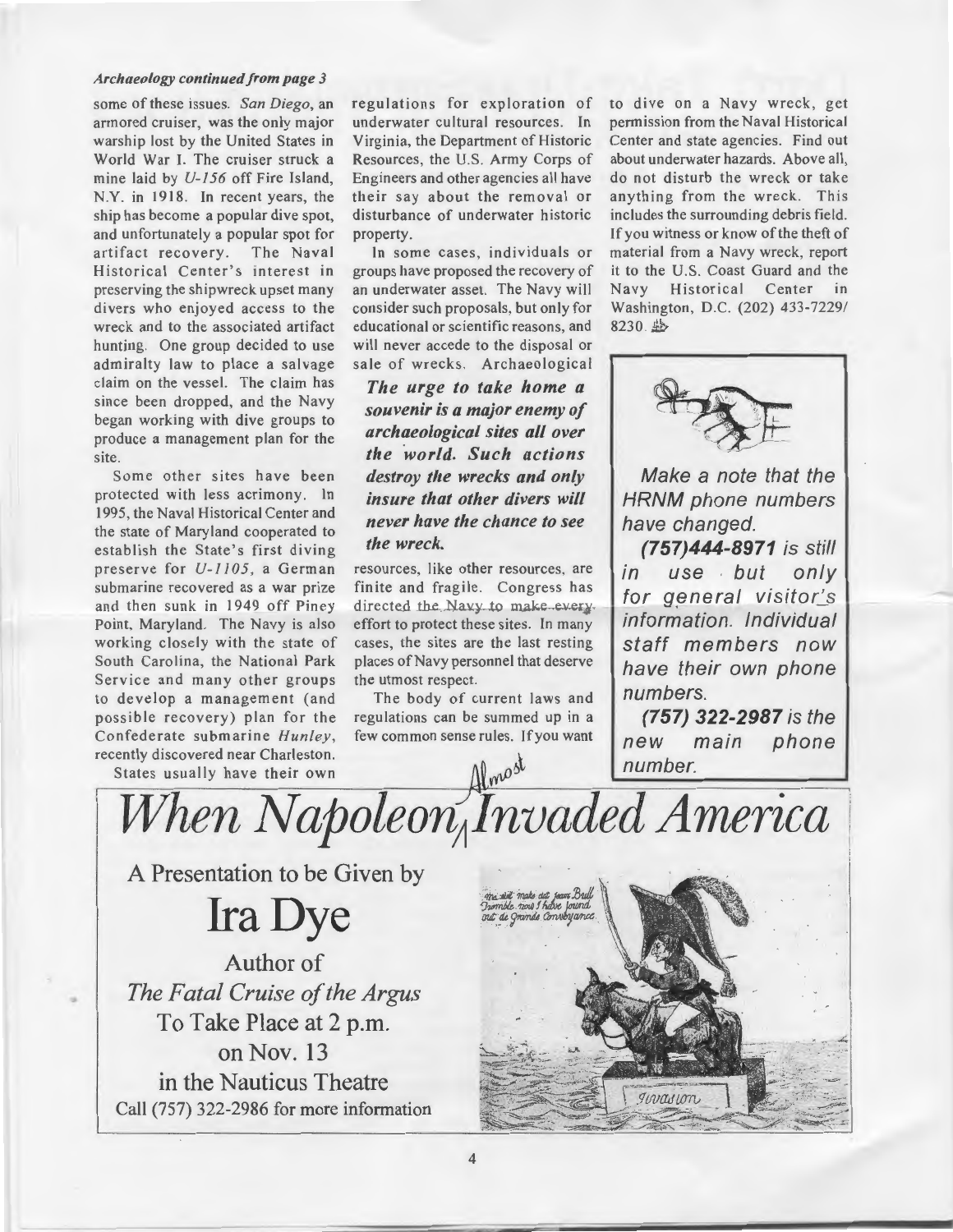*Archaeology continued from page 3*

some of these issues. *San Diego*, an armored cruiser, was the only major warship lost by the United States in World War I. The cruiser struck a mine laid by *U-156* off Fire Island, N.Y. in 1918. In recent years, the ship has become a popular dive spot, and unfortunately a popular spot for artifact recovery. The Naval Historical Center's interest in preserving the shipwreck upset many divers who enjoyed access to the wreck and to the associated artifact hunting. One group decided to use admiralty law to place a salvage claim on the vessel. The claim has since been dropped, and the Navy began working with dive groups to produce a management plan for the site.

Some other sites have been protected with less acrimony. In 1995, the Naval Historical Center and the state of Maryland cooperated to establish the State's first diving preserve for *U-1105*, a German submarine recovered as a war prize and then sunk in 1949 off Piney Point, Maryland. The Navy is also working closely with the state of South Carolina, the National Park Service and many other groups to develop a management (and possible recovery) plan for the Confederate submarine *Hunley*, recently discovered near Charleston.

States usually have their own regulations for exploration of underwater cultural resources. In Virginia, the Department of Historic Resources, the U.S. Army Corps of Engineers and other agencies all have their say about the removal or disturbance of underwater historic property.

In some cases, individuals or groups have proposed the recovery of an underwater asset. The Navy will consider such proposals, but only for educational or scientific reasons, and will never accede to the disposal or sale of wrecks. Archaeological resources, like other resources, are finite and fragile. Congress has directed the Navy to make every effort to protect these sites. In many cases, the sites are the last resting places of Navy personnel that deserve the utmost respect.

***The urge to take home a souvenir is a major enemy of archaeological sites all over the world. Such actions destroy the wrecks and only insure that other divers will never have the chance to see the wreck.***

The body of current laws and regulations can be summed up in a few common sense rules. If you want to dive on a Navy wreck, get permission from the Naval Historical Center and state agencies. Find out about underwater hazards. Above all, do not disturb the wreck or take anything from the wreck. This includes the surrounding debris field. If you witness or know of the theft of material from a Navy wreck, report it to the U.S. Coast Guard and the Navy Historical Center in Washington, D.C. (202) 433-7229/ 8230.

*Make a note that the HRNM phone numbers have changed.*

***(757)444-8971*** *is still in use but only for general visitor's information. Individual staff members now have their own phone numbers.*

***(757) 322-2987*** *is the new main phone number.*

# *When Napoleon Almost Invaded America*

A Presentation to be Given by

## Ira Dye

Author of

*The Fatal Cruise of the Argus*

To Take Place at 2 p.m.

on Nov. 13

in the Nauticus Theatre

Call (757) 322-2986 for more information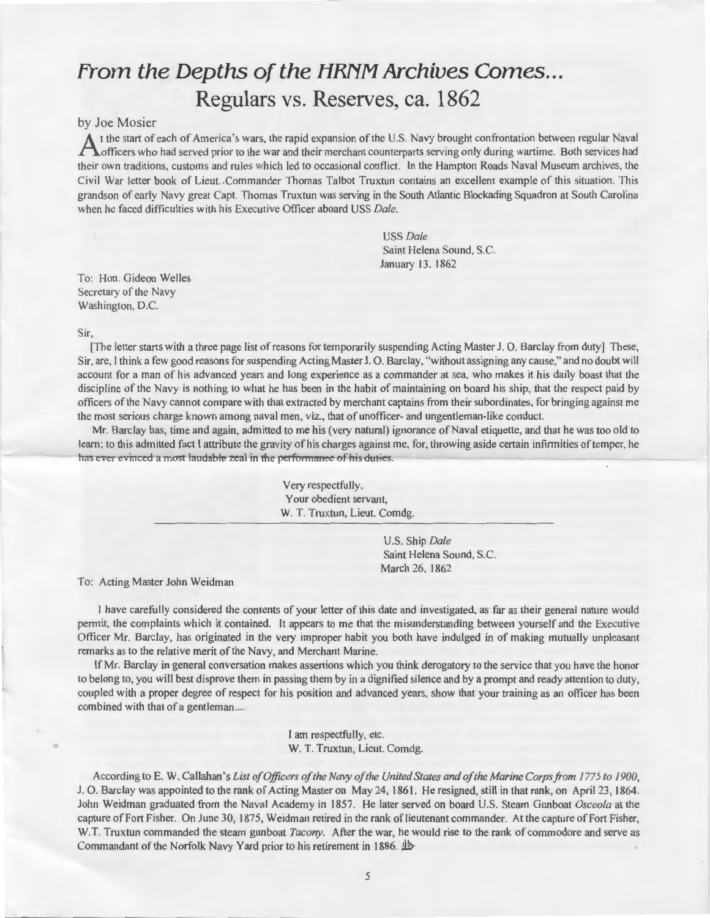// The first line of the title is set in italic on the page.
# *From the Depths of the HRNM Archives Comes...*
# Regulars vs. Reserves, ca. 1862

by Joe Mosier

At the start of each of America's wars, the rapid expansion of the U.S. Navy brought confrontation between regular Naval officers who had served prior to the war and their merchant counterparts serving only during wartime. Both services had their own traditions, customs and rules which led to occasional conflict. In the Hampton Roads Naval Museum archives, the Civil War letter book of Lieut..Commander Thomas Talbot Truxtun contains an excellent example of this situation. This grandson of early Navy great Capt. Thomas Truxtun was serving in the South Atlantic Blockading Squadron at South Carolina when he faced difficulties with his Executive Officer aboard USS *Dale*.

USS *Dale*  
Saint Helena Sound, S.C.  
January 13, 1862

To: Hon. Gideon Welles  
Secretary of the Navy  
Washington, D.C.

Sir,

[The letter starts with a three page list of reasons for temporarily suspending Acting Master J. O. Barclay from duty] These, Sir, are, I think a few good reasons for suspending Acting Master J. O. Barclay, "without assigning any cause," and no doubt will account for a man of his advanced years and long experience as a commander at sea, who makes it his daily boast that the discipline of the Navy is nothing to what he has been in the habit of maintaining on board his ship, that the respect paid by officers of the Navy cannot compare with that extracted by merchant captains from their subordinates, for bringing against me the most serious charge known among naval men, viz., that of unofficer- and ungentleman-like conduct.

Mr. Barclay has, time and again, admitted to me his (very natural) ignorance of Naval etiquette, and that he was too old to learn; to this admitted fact I attribute the gravity of his charges against me, for, throwing aside certain infirmities of temper, he has ever evinced a most laudable zeal in the performance of his duties.

Very respectfully,  
Your obedient servant,  
W. T. Truxtun, Lieut. Comdg.

---

U.S. Ship *Dale*  
Saint Helena Sound, S.C.  
March 26, 1862

To: Acting Master John Weidman

I have carefully considered the contents of your letter of this date and investigated, as far as their general nature would permit, the complaints which it contained. It appears to me that the misunderstanding between yourself and the Executive Officer Mr. Barclay, has originated in the very improper habit you both have indulged in of making mutually unpleasant remarks as to the relative merit of the Navy, and Merchant Marine.

If Mr. Barclay in general conversation makes assertions which you think derogatory to the service that you have the honor to belong to, you will best disprove them in passing them by in a dignified silence and by a prompt and ready attention to duty, coupled with a proper degree of respect for his position and advanced years, show that your training as an officer has been combined with that of a gentleman....

I am respectfully, etc.  
W. T. Truxtun, Lieut. Comdg.

According to E. W. Callahan's *List of Officers of the Navy of the United States and of the Marine Corps from 1775 to 1900*, J. O. Barclay was appointed to the rank of Acting Master on May 24, 1861. He resigned, still in that rank, on April 23, 1864. John Weidman graduated from the Naval Academy in 1857. He later served on board U.S. Steam Gunboat *Osceola* at the capture of Fort Fisher. On June 30, 1875, Weidman retired in the rank of lieutenant commander. At the capture of Fort Fisher, W.T. Truxtun commanded the steam gunboat *Tacony*. After the war, he would rise to the rank of commodore and serve as Commandant of the Norfolk Navy Yard prior to his retirement in 1886.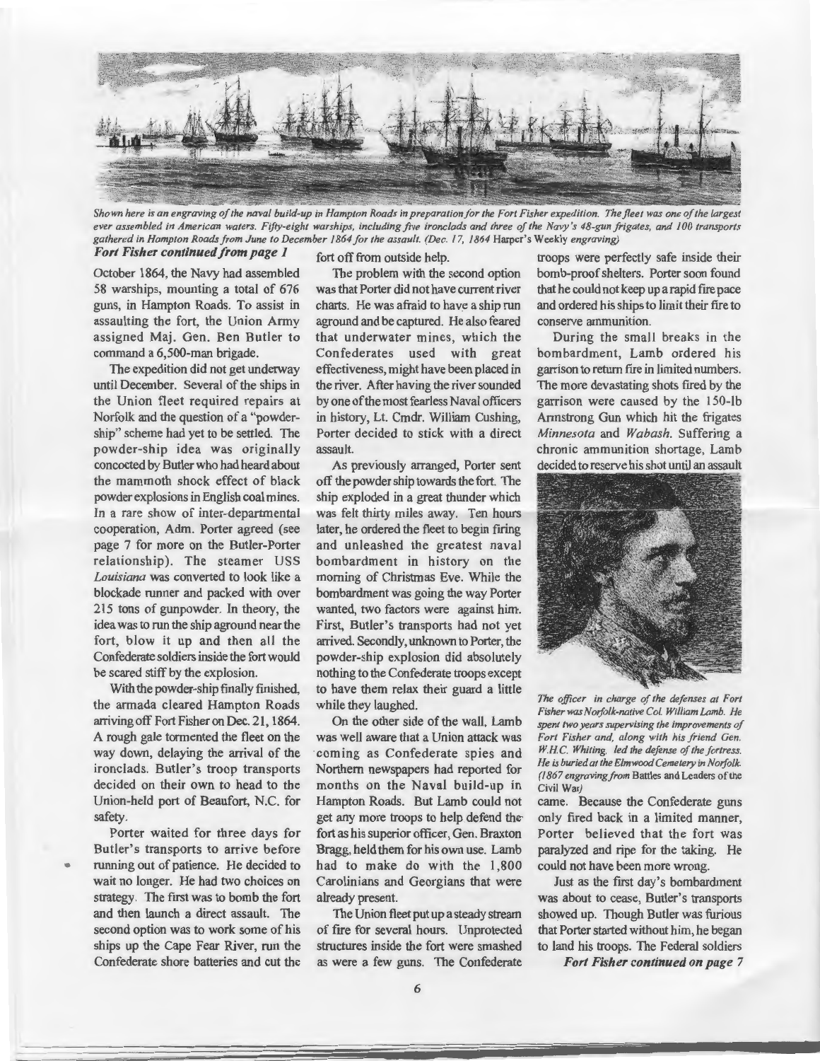*Shown here is an engraving of the naval build-up in Hampton Roads in preparation for the Fort Fisher expedition. The fleet was one of the largest ever assembled in American waters. Fifty-eight warships, including five ironclads and three of the Navy's 48-gun frigates, and 100 transports gathered in Hampton Roads from June to December 1864 for the assault. (Dec. 17, 1864* Harper's Weekly *engraving)*

***Fort Fisher continued from page 1***

October 1864, the Navy had assembled 58 warships, mounting a total of 676 guns, in Hampton Roads. To assist in assaulting the fort, the Union Army assigned Maj. Gen. Ben Butler to command a 6,500-man brigade.

The expedition did not get underway until December. Several of the ships in the Union fleet required repairs at Norfolk and the question of a "powder-ship" scheme had yet to be settled. The powder-ship idea was originally concocted by Butler who had heard about the mammoth shock effect of black powder explosions in English coal mines. In a rare show of inter-departmental cooperation, Adm. Porter agreed (see page 7 for more on the Butler-Porter relationship). The steamer USS *Louisiana* was converted to look like a blockade runner and packed with over 215 tons of gunpowder. In theory, the idea was to run the ship aground near the fort, blow it up and then all the Confederate soldiers inside the fort would be scared stiff by the explosion.

With the powder-ship finally finished, the armada cleared Hampton Roads arriving off Fort Fisher on Dec. 21, 1864. A rough gale tormented the fleet on the way down, delaying the arrival of the ironclads. Butler's troop transports decided on their own to head to the Union-held port of Beaufort, N.C. for safety.

Porter waited for three days for Butler's transports to arrive before running out of patience. He decided to wait no longer. He had two choices on strategy. The first was to bomb the fort and then launch a direct assault. The second option was to work some of his ships up the Cape Fear River, run the Confederate shore batteries and cut the fort off from outside help.

The problem with the second option was that Porter did not have current river charts. He was afraid to have a ship run aground and be captured. He also feared that underwater mines, which the Confederates used with great effectiveness, might have been placed in the river. After having the river sounded by one of the most fearless Naval officers in history, Lt. Cmdr. William Cushing, Porter decided to stick with a direct assault.

As previously arranged, Porter sent off the powder ship towards the fort. The ship exploded in a great thunder which was felt thirty miles away. Ten hours later, he ordered the fleet to begin firing and unleashed the greatest naval bombardment in history on the morning of Christmas Eve. While the bombardment was going the way Porter wanted, two factors were against him. First, Butler's transports had not yet arrived. Secondly, unknown to Porter, the powder-ship explosion did absolutely nothing to the Confederate troops except to have them relax their guard a little while they laughed.

On the other side of the wall, Lamb was well aware that a Union attack was coming as Confederate spies and Northern newspapers had reported for months on the Naval build-up in Hampton Roads. But Lamb could not get any more troops to help defend the fort as his superior officer, Gen. Braxton Bragg, held them for his own use. Lamb had to make do with the 1,800 Carolinians and Georgians that were already present.

The Union fleet put up a steady stream of fire for several hours. Unprotected structures inside the fort were smashed as were a few guns. The Confederate troops were perfectly safe inside their bomb-proof shelters. Porter soon found that he could not keep up a rapid fire pace and ordered his ships to limit their fire to conserve ammunition.

During the small breaks in the bombardment, Lamb ordered his garrison to return fire in limited numbers. The more devastating shots fired by the garrison were caused by the 150-lb Armstrong Gun which hit the frigates *Minnesota* and *Wabash*. Suffering a chronic ammunition shortage, Lamb decided to reserve his shot until an assault came. Because the Confederate guns only fired back in a limited manner, Porter believed that the fort was paralyzed and ripe for the taking. He could not have been more wrong.

*The officer in charge of the defenses at Fort Fisher was Norfolk-native Col. William Lamb. He spent two years supervising the improvements of Fort Fisher and, along with his friend Gen. W.H.C. Whiting, led the defense of the fortress. He is buried at the Elmwood Cemetery in Norfolk. (1867 engraving from* Battles and Leaders of the Civil War*)*

Just as the first day's bombardment was about to cease, Butler's transports showed up. Though Butler was furious that Porter started without him, he began to land his troops. The Federal soldiers

***Fort Fisher continued on page 7***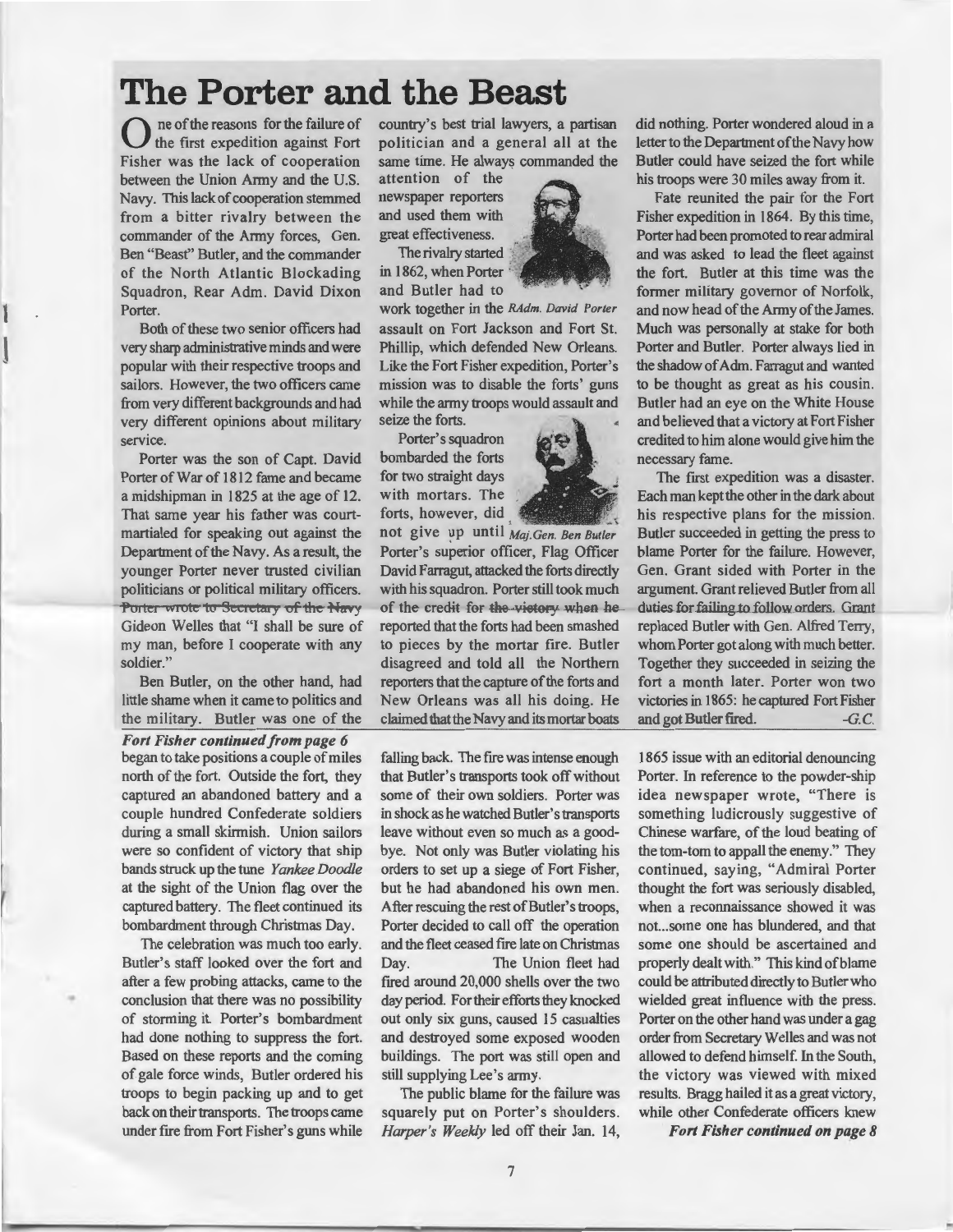# The Porter and the Beast

One of the reasons for the failure of the first expedition against Fort Fisher was the lack of cooperation between the Union Army and the U.S. Navy. This lack of cooperation stemmed from a bitter rivalry between the commander of the Army forces, Gen. Ben "Beast" Butler, and the commander of the North Atlantic Blockading Squadron, Rear Adm. David Dixon Porter.

Both of these two senior officers had very sharp administrative minds and were popular with their respective troops and sailors. However, the two officers came from very different backgrounds and had very different opinions about military service.

Porter was the son of Capt. David Porter of War of 1812 fame and became a midshipman in 1825 at the age of 12. That same year his father was court-martialed for speaking out against the Department of the Navy. As a result, the younger Porter never trusted civilian politicians or political military officers. Porter wrote to Secretary of the Navy Gideon Welles that "I shall be sure of my man, before I cooperate with any soldier."

Ben Butler, on the other hand, had little shame when it came to politics and the military. Butler was one of the country's best trial lawyers, a partisan politician and a general all at the same time. He always commanded the attention of the newspaper reporters and used them with great effectiveness.

*RAdm. David Porter*

The rivalry started in 1862, when Porter and Butler had to work together in the assault on Fort Jackson and Fort St. Phillip, which defended New Orleans. Like the Fort Fisher expedition, Porter's mission was to disable the forts' guns while the army troops would assault and seize the forts.

*Maj.Gen. Ben Butler*

Porter's squadron bombarded the forts for two straight days with mortars. The forts, however, did not give up until Porter's superior officer, Flag Officer David Farragut, attacked the forts directly with his squadron. Porter still took much of the credit for the victory when he reported that the forts had been smashed to pieces by the mortar fire. Butler disagreed and told all the Northern reporters that the capture of the forts and New Orleans was all his doing. He claimed that the Navy and its mortar boats did nothing. Porter wondered aloud in a letter to the Department of the Navy how Butler could have seized the fort while his troops were 30 miles away from it.

Fate reunited the pair for the Fort Fisher expedition in 1864. By this time, Porter had been promoted to rear admiral and was asked to lead the fleet against the fort. Butler at this time was the former military governor of Norfolk, and now head of the Army of the James. Much was personally at stake for both Porter and Butler. Porter always lied in the shadow of Adm. Farragut and wanted to be thought as great as his cousin. Butler had an eye on the White House and believed that a victory at Fort Fisher credited to him alone would give him the necessary fame.

The first expedition was a disaster. Each man kept the other in the dark about his respective plans for the mission. Butler succeeded in getting the press to blame Porter for the failure. However, Gen. Grant sided with Porter in the argument. Grant relieved Butler from all duties for failing to follow orders. Grant replaced Butler with Gen. Alfred Terry, whom Porter got along with much better. Together they succeeded in seizing the fort a month later. Porter won two victories in 1865: he captured Fort Fisher and got Butler fired. *-G.C.*

***Fort Fisher continued from page 6***

began to take positions a couple of miles north of the fort. Outside the fort, they captured an abandoned battery and a couple hundred Confederate soldiers during a small skirmish. Union sailors were so confident of victory that ship bands struck up the tune *Yankee Doodle* at the sight of the Union flag over the captured battery. The fleet continued its bombardment through Christmas Day.

The celebration was much too early. Butler's staff looked over the fort and after a few probing attacks, came to the conclusion that there was no possibility of storming it. Porter's bombardment had done nothing to suppress the fort. Based on these reports and the coming of gale force winds, Butler ordered his troops to begin packing up and to get back on their transports. The troops came under fire from Fort Fisher's guns while falling back. The fire was intense enough that Butler's transports took off without some of their own soldiers. Porter was in shock as he watched Butler's transports leave without even so much as a good-bye. Not only was Butler violating his orders to set up a siege of Fort Fisher, but he had abandoned his own men. After rescuing the rest of Butler's troops, Porter decided to call off the operation and the fleet ceased fire late on Christmas Day. The Union fleet had fired around 20,000 shells over the two day period. For their efforts they knocked out only six guns, caused 15 casualties and destroyed some exposed wooden buildings. The port was still open and still supplying Lee's army.

The public blame for the failure was squarely put on Porter's shoulders. *Harper's Weekly* led off their Jan. 14, 1865 issue with an editorial denouncing Porter. In reference to the powder-ship idea newspaper wrote, "There is something ludicrously suggestive of Chinese warfare, of the loud beating of the tom-tom to appall the enemy." They continued, saying, "Admiral Porter thought the fort was seriously disabled, when a reconnaissance showed it was not...some one has blundered, and that some one should be ascertained and properly dealt with." This kind of blame could be attributed directly to Butler who wielded great influence with the press. Porter on the other hand was under a gag order from Secretary Welles and was not allowed to defend himself. In the South, the victory was viewed with mixed results. Bragg hailed it as a great victory, while other Confederate officers knew

***Fort Fisher continued on page 8***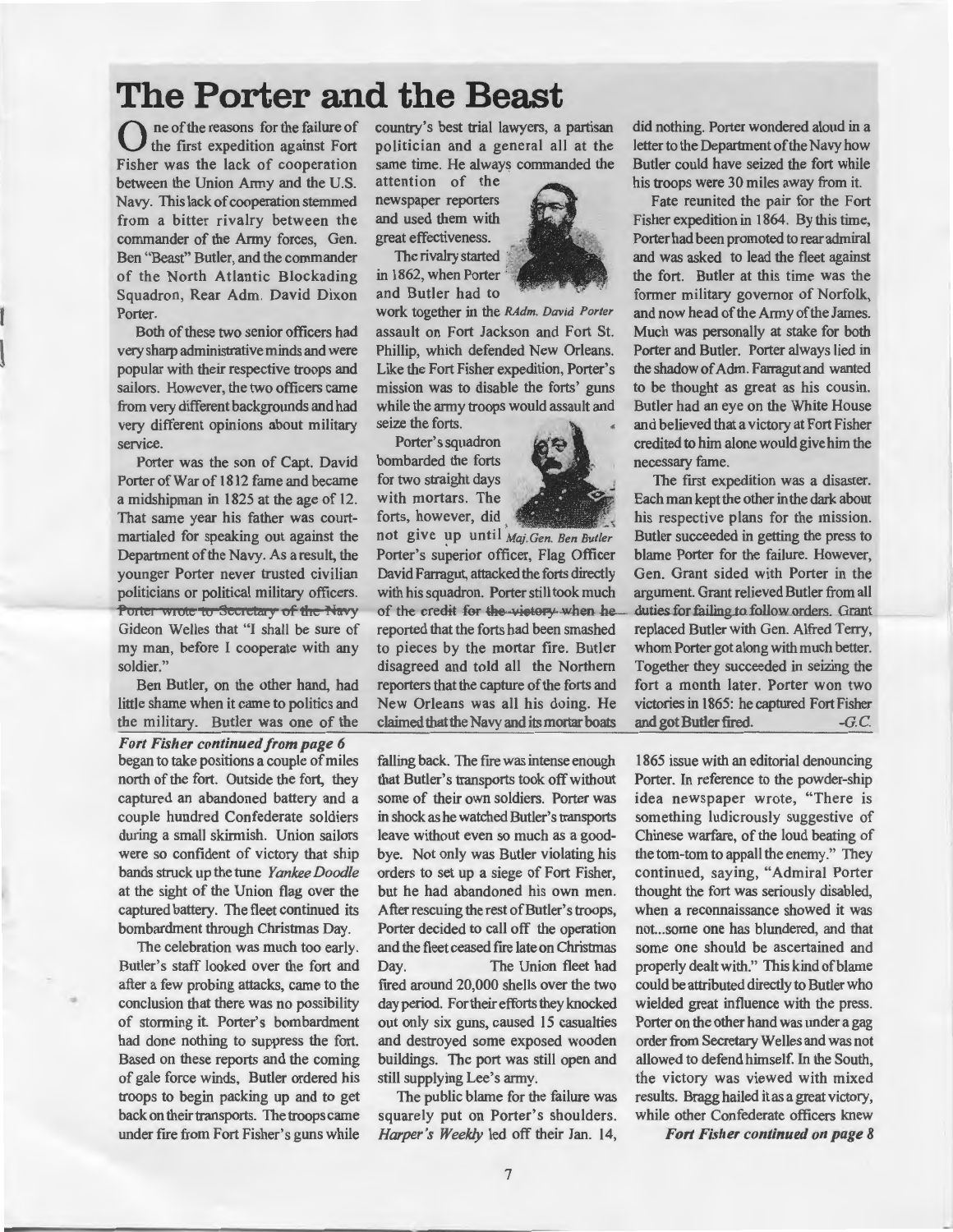# The Porter and the Beast

One of the reasons for the failure of the first expedition against Fort Fisher was the lack of cooperation between the Union Army and the U.S. Navy. This lack of cooperation stemmed from a bitter rivalry between the commander of the Army forces, Gen. Ben "Beast" Butler, and the commander of the North Atlantic Blockading Squadron, Rear Adm. David Dixon Porter.

Both of these two senior officers had very sharp administrative minds and were popular with their respective troops and sailors. However, the two officers came from very different backgrounds and had very different opinions about military service.

Porter was the son of Capt. David Porter of War of 1812 fame and became a midshipman in 1825 at the age of 12. That same year his father was court-martialed for speaking out against the Department of the Navy. As a result, the younger Porter never trusted civilian politicians or political military officers. Porter wrote to Secretary of the Navy Gideon Welles that "I shall be sure of my man, before I cooperate with any soldier."

Ben Butler, on the other hand, had little shame when it came to politics and the military. Butler was one of the country's best trial lawyers, a partisan politician and a general all at the same time. He always commanded the attention of the newspaper reporters and used them with great effectiveness.

RAdm. David Porter

The rivalry started in 1862, when Porter and Butler had to work together in the assault on Fort Jackson and Fort St. Phillip, which defended New Orleans. Like the Fort Fisher expedition, Porter's mission was to disable the forts' guns while the army troops would assault and seize the forts.

Maj.Gen. Ben Butler

Porter's squadron bombarded the forts for two straight days with mortars. The forts, however, did not give up until Porter's superior officer, Flag Officer David Farragut, attacked the forts directly with his squadron. Porter still took much of the credit for the victory when he reported that the forts had been smashed to pieces by the mortar fire. Butler disagreed and told all the Northern reporters that the capture of the forts and New Orleans was all his doing. He claimed that the Navy and its mortar boats did nothing. Porter wondered aloud in a letter to the Department of the Navy how Butler could have seized the fort while his troops were 30 miles away from it.

Fate reunited the pair for the Fort Fisher expedition in 1864. By this time, Porter had been promoted to rear admiral and was asked to lead the fleet against the fort. Butler at this time was the former military governor of Norfolk, and now head of the Army of the James. Much was personally at stake for both Porter and Butler. Porter always lied in the shadow of Adm. Farragut and wanted to be thought as great as his cousin. Butler had an eye on the White House and believed that a victory at Fort Fisher credited to him alone would give him the necessary fame.

The first expedition was a disaster. Each man kept the other in the dark about his respective plans for the mission. Butler succeeded in getting the press to blame Porter for the failure. However, Gen. Grant sided with Porter in the argument. Grant relieved Butler from all duties for failing to follow orders. Grant replaced Butler with Gen. Alfred Terry, whom Porter got along with much better. Together they succeeded in seizing the fort a month later. Porter won two victories in 1865: he captured Fort Fisher and got Butler fired. *-G.C.*

***Fort Fisher continued from page 6***

began to take positions a couple of miles north of the fort. Outside the fort, they captured an abandoned battery and a couple hundred Confederate soldiers during a small skirmish. Union sailors were so confident of victory that ship bands struck up the tune *Yankee Doodle* at the sight of the Union flag over the captured battery. The fleet continued its bombardment through Christmas Day.

The celebration was much too early. Butler's staff looked over the fort and after a few probing attacks, came to the conclusion that there was no possibility of storming it. Porter's bombardment had done nothing to suppress the fort. Based on these reports and the coming of gale force winds, Butler ordered his troops to begin packing up and to get back on their transports. The troops came under fire from Fort Fisher's guns while falling back. The fire was intense enough that Butler's transports took off without some of their own soldiers. Porter was in shock as he watched Butler's transports leave without even so much as a good-bye. Not only was Butler violating his orders to set up a siege of Fort Fisher, but he had abandoned his own men. After rescuing the rest of Butler's troops, Porter decided to call off the operation and the fleet ceased fire late on Christmas Day. The Union fleet had fired around 20,000 shells over the two day period. For their efforts they knocked out only six guns, caused 15 casualties and destroyed some exposed wooden buildings. The port was still open and still supplying Lee's army.

The public blame for the failure was squarely put on Porter's shoulders. *Harper's Weekly* led off their Jan. 14, 1865 issue with an editorial denouncing Porter. In reference to the powder-ship idea newspaper wrote, "There is something ludicrously suggestive of Chinese warfare, of the loud beating of the tom-tom to appall the enemy." They continued, saying, "Admiral Porter thought the fort was seriously disabled, when a reconnaissance showed it was not...some one has blundered, and that some one should be ascertained and properly dealt with." This kind of blame could be attributed directly to Butler who wielded great influence with the press. Porter on the other hand was under a gag order from Secretary Welles and was not allowed to defend himself. In the South, the victory was viewed with mixed results. Bragg hailed it as a great victory, while other Confederate officers knew

***Fort Fisher continued on page 8***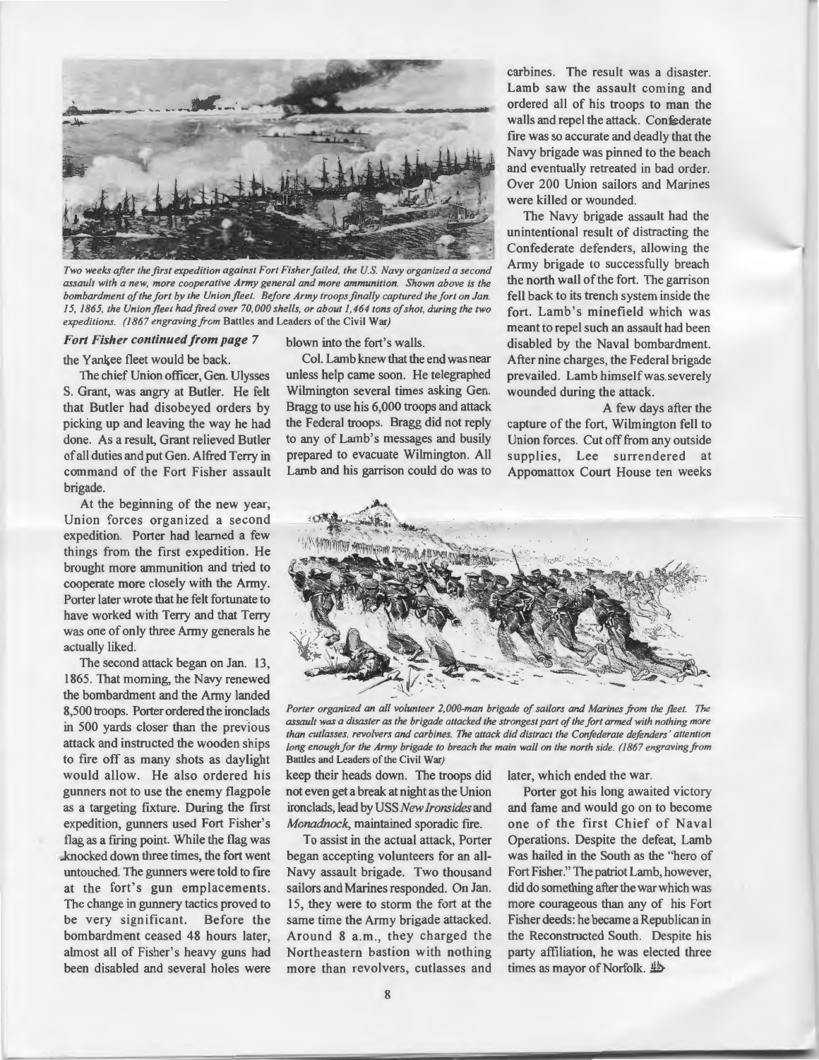*Two weeks after the first expedition against Fort Fisher failed, the U.S. Navy organized a second assault with a new, more cooperative Army general and more ammunition. Shown above is the bombardment of the fort by the Union fleet. Before Army troops finally captured the fort on Jan. 15, 1865, the Union fleet had fired over 70,000 shells, or about 1,464 tons of shot, during the two expeditions. (1867 engraving from* Battles and Leaders of the Civil War*)*

***Fort Fisher continued from page 7***

the Yankee fleet would be back.

The chief Union officer, Gen. Ulysses S. Grant, was angry at Butler. He felt that Butler had disobeyed orders by picking up and leaving the way he had done. As a result, Grant relieved Butler of all duties and put Gen. Alfred Terry in command of the Fort Fisher assault brigade.

At the beginning of the new year, Union forces organized a second expedition. Porter had learned a few things from the first expedition. He brought more ammunition and tried to cooperate more closely with the Army. Porter later wrote that he felt fortunate to have worked with Terry and that Terry was one of only three Army generals he actually liked.

The second attack began on Jan. 13, 1865. That morning, the Navy renewed the bombardment and the Army landed 8,500 troops. Porter ordered the ironclads in 500 yards closer than the previous attack and instructed the wooden ships to fire off as many shots as daylight would allow. He also ordered his gunners not to use the enemy flagpole as a targeting fixture. During the first expedition, gunners used Fort Fisher's flag as a firing point. While the flag was knocked down three times, the fort went untouched. The gunners were told to fire at the fort's gun emplacements. The change in gunnery tactics proved to be very significant. Before the bombardment ceased 48 hours later, almost all of Fisher's heavy guns had been disabled and several holes were blown into the fort's walls.

Col. Lamb knew that the end was near unless help came soon. He telegraphed Wilmington several times asking Gen. Bragg to use his 6,000 troops and attack the Federal troops. Bragg did not reply to any of Lamb's messages and busily prepared to evacuate Wilmington. All Lamb and his garrison could do was to keep their heads down. The troops did not even get a break at night as the Union ironclads, lead by USS *New Ironsides* and *Monadnock*, maintained sporadic fire.

To assist in the actual attack, Porter began accepting volunteers for an all-Navy assault brigade. Two thousand sailors and Marines responded. On Jan. 15, they were to storm the fort at the same time the Army brigade attacked. Around 8 a.m., they charged the Northeastern bastion with nothing more than revolvers, cutlasses and carbines. The result was a disaster. Lamb saw the assault coming and ordered all of his troops to man the walls and repel the attack. Confederate fire was so accurate and deadly that the Navy brigade was pinned to the beach and eventually retreated in bad order. Over 200 Union sailors and Marines were killed or wounded.

The Navy brigade assault had the unintentional result of distracting the Confederate defenders, allowing the Army brigade to successfully breach the north wall of the fort. The garrison fell back to its trench system inside the fort. Lamb's minefield which was meant to repel such an assault had been disabled by the Naval bombardment. After nine charges, the Federal brigade prevailed. Lamb himself was severely wounded during the attack.

A few days after the capture of the fort, Wilmington fell to Union forces. Cut off from any outside supplies, Lee surrendered at Appomattox Court House ten weeks later, which ended the war.

Porter got his long awaited victory and fame and would go on to become one of the first Chief of Naval Operations. Despite the defeat, Lamb was hailed in the South as the "hero of Fort Fisher." The patriot Lamb, however, did do something after the war which was more courageous than any of his Fort Fisher deeds: he became a Republican in the Reconstructed South. Despite his party affiliation, he was elected three times as mayor of Norfolk.

*Porter organized an all volunteer 2,000-man brigade of sailors and Marines from the fleet. The assault was a disaster as the brigade attacked the strongest part of the fort armed with nothing more than cutlasses, revolvers and carbines. The attack did distract the Confederate defenders' attention long enough for the Army brigade to breach the main wall on the north side. (1867 engraving from* Battles and Leaders of the Civil War*)*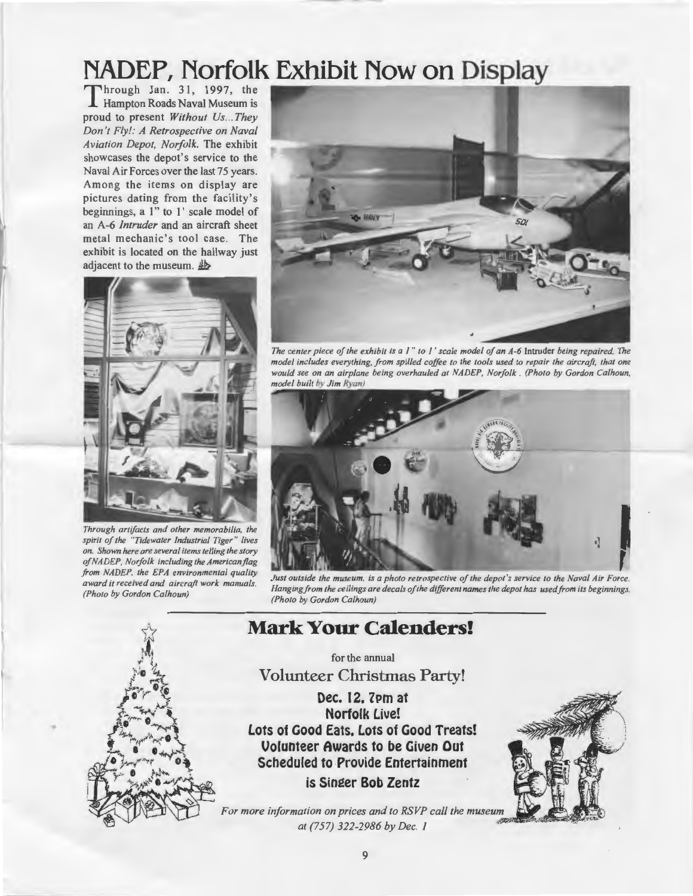# NADEP, Norfolk Exhibit Now on Display

Through Jan. 31, 1997, the Hampton Roads Naval Museum is proud to present *Without Us...They Don't Fly!: A Retrospective on Naval Aviation Depot, Norfolk.* The exhibit showcases the depot's service to the Naval Air Forces over the last 75 years. Among the items on display are pictures dating from the facility's beginnings, a 1" to 1' scale model of an A-6 *Intruder* and an aircraft sheet metal mechanic's tool case. The exhibit is located on the hallway just adjacent to the museum.

*Through artifacts and other memorabilia, the spirit of the "Tidewater Industrial Tiger" lives on. Shown here are several items telling the story of NADEP, Norfolk including the American flag from NADEP, the EPA environmental quality award it received and aircraft work manuals. (Photo by Gordon Calhoun)*

*The center piece of the exhibit is a 1" to 1' scale model of an A-6* Intruder *being repaired. The model includes everything, from spilled coffee to the tools used to repair the aircraft, that one would see on an airplane being overhauled at NADEP, Norfolk. (Photo by Gordon Calhoun, model built by Jim Ryan)*

*Just outside the museum, is a photo retrospective of the depot's service to the Naval Air Force. Hanging from the ceilings are decals of the different names the depot has used from its beginnings. (Photo by Gordon Calhoun)*

## Mark Your Calenders!

for the annual

Volunteer Christmas Party!

**Dec. 12, 7pm at**
**Norfolk Live!**
**Lots of Good Eats, Lots of Good Treats!**
**Volunteer Awards to be Given Out**
**Scheduled to Provide Entertainment**
**is Singer Bob Zentz**

*For more information on prices and to RSVP call the museum at (757) 322-2986 by Dec. 1*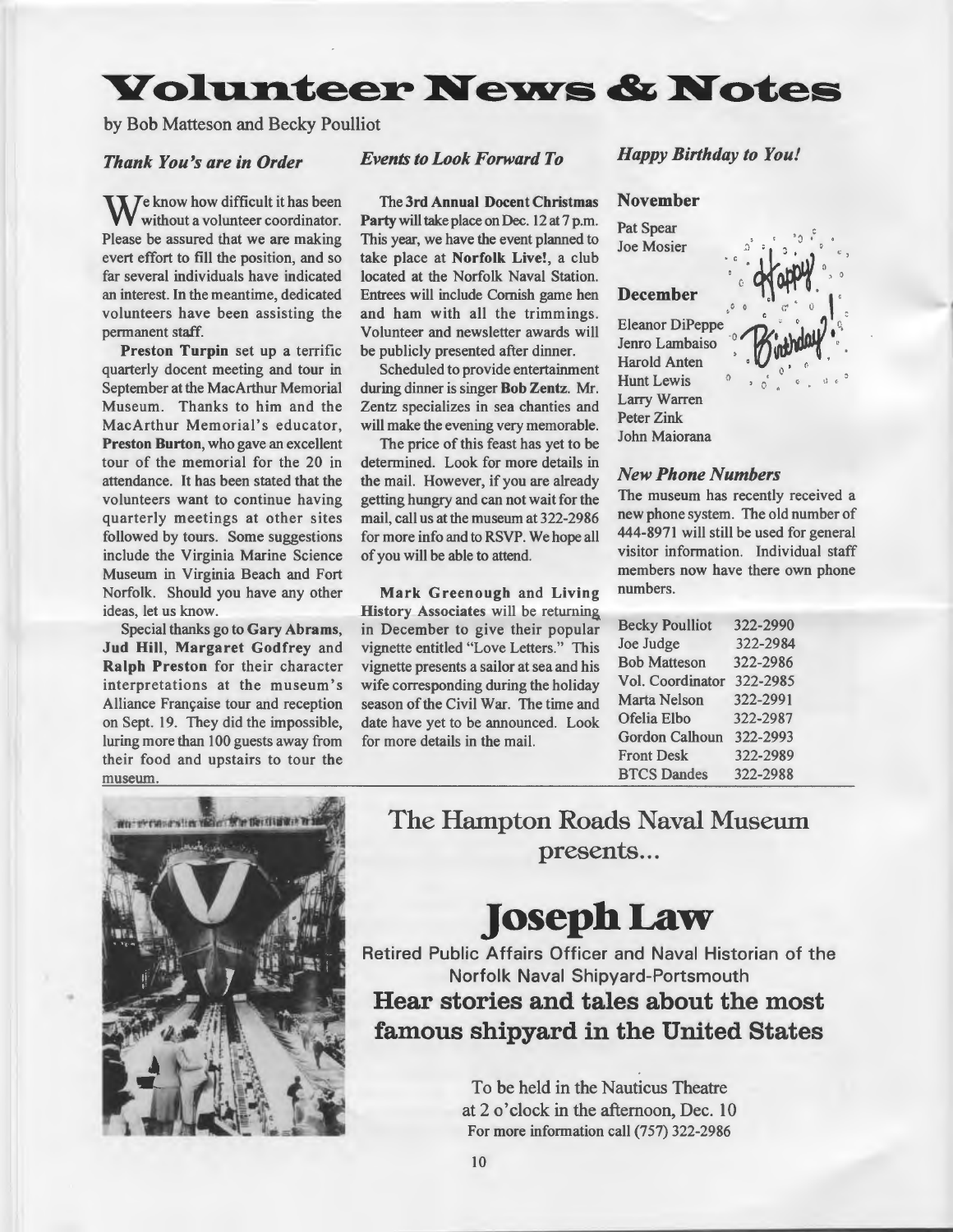# Volunteer News & Notes

by Bob Matteson and Becky Poulliot

### *Thank You's are in Order*

We know how difficult it has been without a volunteer coordinator. Please be assured that we are making evert effort to fill the position, and so far several individuals have indicated an interest. In the meantime, dedicated volunteers have been assisting the permanent staff.

**Preston Turpin** set up a terrific quarterly docent meeting and tour in September at the MacArthur Memorial Museum. Thanks to him and the MacArthur Memorial's educator, **Preston Burton**, who gave an excellent tour of the memorial for the 20 in attendance. It has been stated that the volunteers want to continue having quarterly meetings at other sites followed by tours. Some suggestions include the Virginia Marine Science Museum in Virginia Beach and Fort Norfolk. Should you have any other ideas, let us know.

Special thanks go to **Gary Abrams**, **Jud Hill**, **Margaret Godfrey** and **Ralph Preston** for their character interpretations at the museum's Alliance Française tour and reception on Sept. 19. They did the impossible, luring more than 100 guests away from their food and upstairs to tour the museum.

### *Events to Look Forward To*

The **3rd Annual Docent Christmas Party** will take place on Dec. 12 at 7 p.m. This year, we have the event planned to take place at **Norfolk Live!**, a club located at the Norfolk Naval Station. Entrees will include Cornish game hen and ham with all the trimmings. Volunteer and newsletter awards will be publicly presented after dinner.

Scheduled to provide entertainment during dinner is singer **Bob Zentz**. Mr. Zentz specializes in sea chanties and will make the evening very memorable.

The price of this feast has yet to be determined. Look for more details in the mail. However, if you are already getting hungry and can not wait for the mail, call us at the museum at 322-2986 for more info and to RSVP. We hope all of you will be able to attend.

**Mark Greenough** and **Living History Associates** will be returning in December to give their popular vignette entitled "Love Letters." This vignette presents a sailor at sea and his wife corresponding during the holiday season of the Civil War. The time and date have yet to be announced. Look for more details in the mail.

### *Happy Birthday to You!*

**November**

Pat Spear
Joe Mosier

**December**

Eleanor DiPeppe
Jenro Lambaiso
Harold Anten
Hunt Lewis
Larry Warren
Peter Zink
John Maiorana

### *New Phone Numbers*

The museum has recently received a new phone system. The old number of 444-8971 will still be used for general visitor information. Individual staff members now have there own phone numbers.

| | |
|---|---|
| Becky Poulliot | 322-2990 |
| Joe Judge | 322-2984 |
| Bob Matteson | 322-2986 |
| Vol. Coordinator | 322-2985 |
| Marta Nelson | 322-2991 |
| Ofelia Elbo | 322-2987 |
| Gordon Calhoun | 322-2993 |
| Front Desk | 322-2989 |
| BTCS Dandes | 322-2988 |

## The Hampton Roads Naval Museum presents...

# Joseph Law

Retired Public Affairs Officer and Naval Historian of the Norfolk Naval Shipyard-Portsmouth

**Hear stories and tales about the most famous shipyard in the United States**

To be held in the Nauticus Theatre
at 2 o'clock in the afternoon, Dec. 10
For more information call (757) 322-2986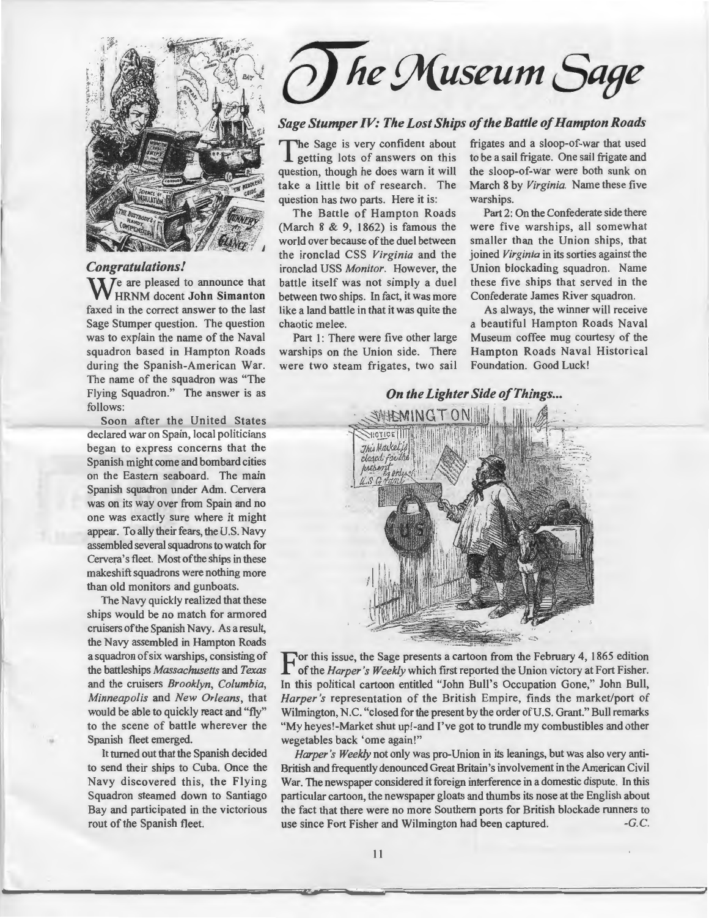# The Museum Sage

### *Sage Stumper IV: The Lost Ships of the Battle of Hampton Roads*

The Sage is very confident about getting lots of answers on this question, though he does warn it will take a little bit of research. The question has two parts. Here it is:

The Battle of Hampton Roads (March 8 & 9, 1862) is famous the world over because of the duel between the ironclad CSS *Virginia* and the ironclad USS *Monitor*. However, the battle itself was not simply a duel between two ships. In fact, it was more like a land battle in that it was quite the chaotic melee.

Part 1: There were five other large warships on the Union side. There were two steam frigates, two sail frigates and a sloop-of-war that used to be a sail frigate. One sail frigate and the sloop-of-war were both sunk on March 8 by *Virginia*. Name these five warships.

Part 2: On the Confederate side there were five warships, all somewhat smaller than the Union ships, that joined *Virginia* in its sorties against the Union blockading squadron. Name these five ships that served in the Confederate James River squadron.

As always, the winner will receive a beautiful Hampton Roads Naval Museum coffee mug courtesy of the Hampton Roads Naval Historical Foundation. Good Luck!

### *Congratulations!*

We are pleased to announce that HRNM docent **John Simanton** faxed in the correct answer to the last Sage Stumper question. The question was to explain the name of the Naval squadron based in Hampton Roads during the Spanish-American War. The name of the squadron was "The Flying Squadron." The answer is as follows:

Soon after the United States declared war on Spain, local politicians began to express concerns that the Spanish might come and bombard cities on the Eastern seaboard. The main Spanish squadron under Adm. Cervera was on its way over from Spain and no one was exactly sure where it might appear. To ally their fears, the U.S. Navy assembled several squadrons to watch for Cervera's fleet. Most of the ships in these makeshift squadrons were nothing more than old monitors and gunboats.

The Navy quickly realized that these ships would be no match for armored cruisers of the Spanish Navy. As a result, the Navy assembled in Hampton Roads a squadron of six warships, consisting of the battleships *Massachusetts* and *Texas* and the cruisers *Brooklyn*, *Columbia*, *Minneapolis* and *New Orleans*, that would be able to quickly react and "fly" to the scene of battle wherever the Spanish fleet emerged.

It turned out that the Spanish decided to send their ships to Cuba. Once the Navy discovered this, the Flying Squadron steamed down to Santiago Bay and participated in the victorious rout of the Spanish fleet.

### *On the Lighter Side of Things...*

For this issue, the Sage presents a cartoon from the February 4, 1865 edition of the *Harper's Weekly* which first reported the Union victory at Fort Fisher. In this political cartoon entitled "John Bull's Occupation Gone," John Bull, *Harper's* representation of the British Empire, finds the market/port of Wilmington, N.C. "closed for the present by the order of U.S. Grant." Bull remarks "My heyes!-Market shut up!-and I've got to trundle my combustibles and other wegetables back 'ome again!"

*Harper's Weekly* not only was pro-Union in its leanings, but was also very anti-British and frequently denounced Great Britain's involvement in the American Civil War. The newspaper considered it foreign interference in a domestic dispute. In this particular cartoon, the newspaper gloats and thumbs its nose at the English about the fact that there were no more Southern ports for British blockade runners to use since Fort Fisher and Wilmington had been captured. -G.C.